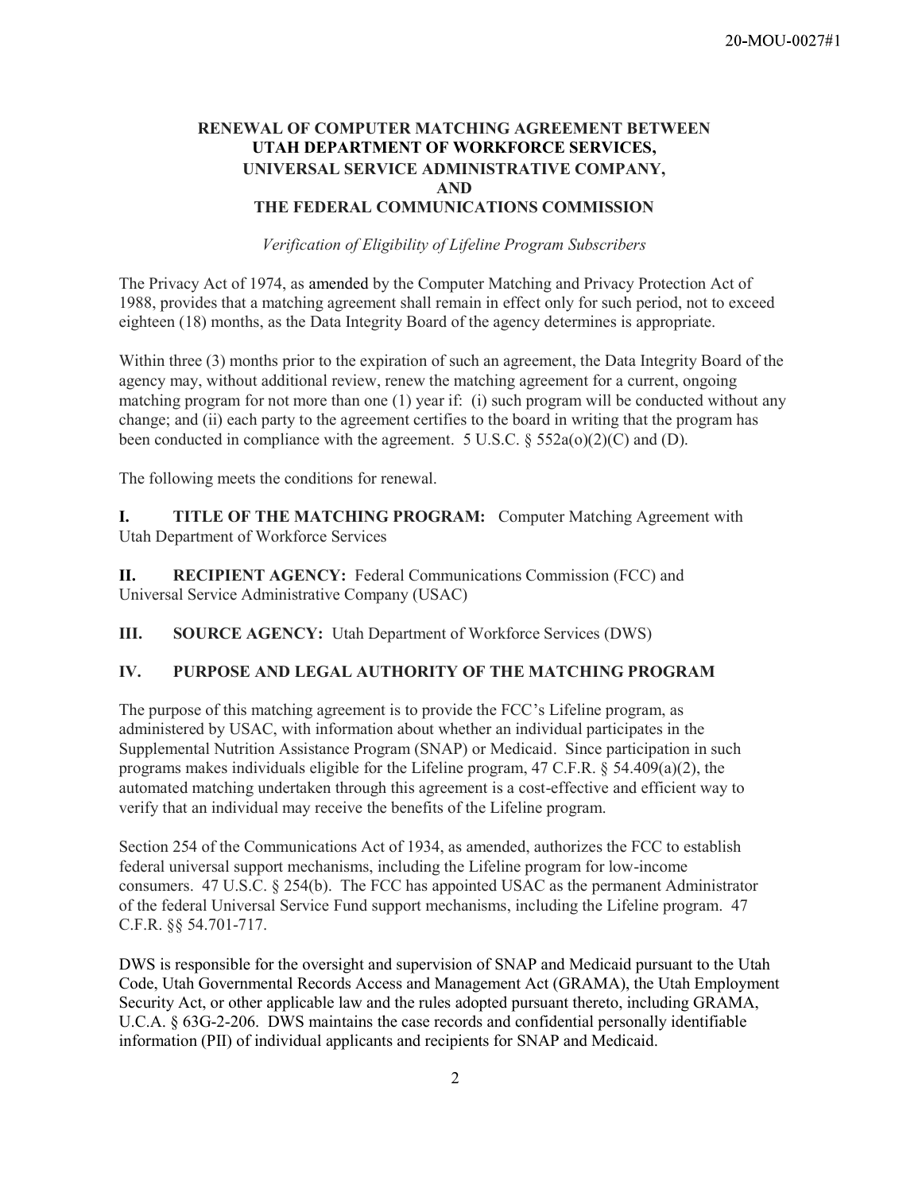# RENEWAL OF COMPUTER MATCHING AGREEMENT BETWEEN UTAH DEPARTMENT OF WORKFORCE SERVICES, UNIVERSAL SERVICE ADMINISTRATIVE COMPANY, AND THE FEDERAL COMMUNICATIONS COMMISSION

*Verification of Eligibility of Lifeline Program Subscribers*

The Privacy Act of 1974, as amended by the Computer Matching and Privacy Protection Act of 1988, provides that a matching agreement shall remain in effect only for such period, not to exceed eighteen (18) months, as the Data Integrity Board of the agency determines is appropriate.

Within three (3) months prior to the expiration of such an agreement, the Data Integrity Board of the agency may, without additional review, renew the matching agreement for a current, ongoing matching program for not more than one (1) year if: (i) such program will be conducted without any change; and (ii) each party to the agreement certifies to the board in writing that the program has been conducted in compliance with the agreement. 5 U.S.C. § 552a(o)(2)(C) and (D).

The following meets the conditions for renewal.

**I. TITLE OF THE MATCHING PROGRAM:** Computer Matching Agreement with Utah Department of Workforce Services

**II. RECIPIENT AGENCY:** Federal Communications Commission (FCC) and Universal Service Administrative Company (USAC)

**III. SOURCE AGENCY:** Utah Department of Workforce Services (DWS)

## IV. PURPOSE AND LEGAL AUTHORITY OF THE MATCHING PROGRAM

The purpose of this matching agreement is to provide the FCC's Lifeline program, as administered by USAC, with information about whether an individual participates in the Supplemental Nutrition Assistance Program (SNAP) or Medicaid. Since participation in such programs makes individuals eligible for the Lifeline program, 47 C.F.R. § 54.409(a)(2), the automated matching undertaken through this agreement is a cost-effective and efficient way to verify that an individual may receive the benefits of the Lifeline program.

Section 254 of the Communications Act of 1934, as amended, authorizes the FCC to establish federal universal support mechanisms, including the Lifeline program for low-income consumers. 47 U.S.C. § 254(b). The FCC has appointed USAC as the permanent Administrator of the federal Universal Service Fund support mechanisms, including the Lifeline program. 47 C.F.R. §§ 54.701-717.

DWS is responsible for the oversight and supervision of SNAP and Medicaid pursuant to the Utah Code, Utah Governmental Records Access and Management Act (GRAMA), the Utah Employment Security Act, or other applicable law and the rules adopted pursuant thereto, including GRAMA, U.C.A. § 63G-2-206. DWS maintains the case records and confidential personally identifiable information (PII) of individual applicants and recipients for SNAP and Medicaid.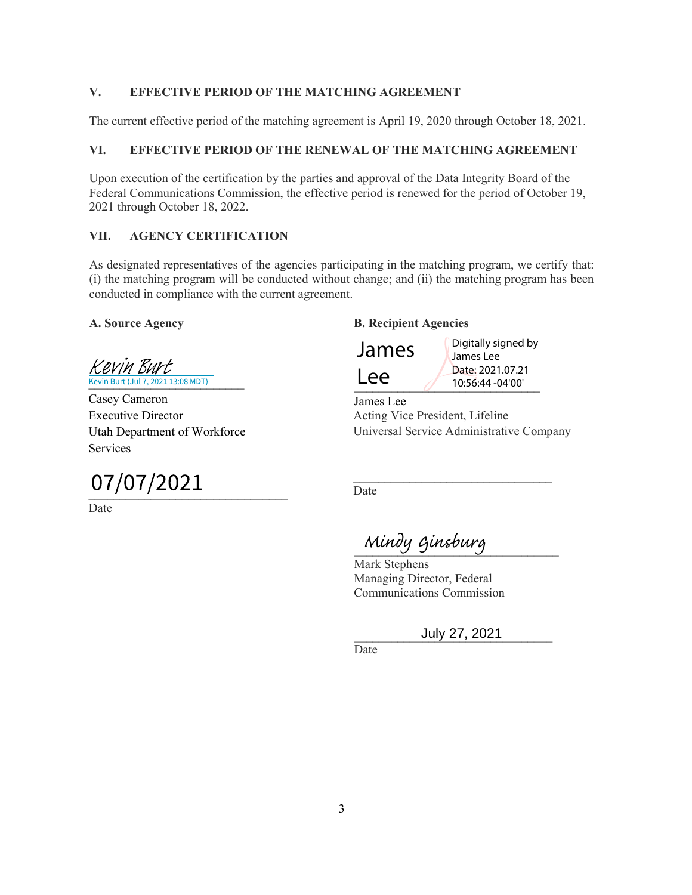## V. EFFECTIVE PERIOD OF THE MATCHING AGREEMENT

The current effective period of the matching agreement is April 19, 2020 through October 18, 2021.

## VI. EFFECTIVE PERIOD OF THE RENEWAL OF THE MATCHING AGREEMENT

Upon execution of the certification by the parties and approval of the Data Integrity Board of the Federal Communications Commission, the effective period is renewed for the period of October 19, 2021 through October 18, 2022.

## VII. AGENCY CERTIFICATION

As designated representatives of the agencies participating in the matching program, we certify that: (i) the matching program will be conducted without change; and (ii) the matching program has been conducted in compliance with the current agreement.

**A. Source Agency**

Kevin Burt
Kevin Burt (Jul 7, 2021 13:08 MDT)
\_\_\_\_\_\_\_\_\_\_\_\_\_\_\_\_\_\_\_\_\_\_\_\_\_\_\_\_\_\_

Casey Cameron
Executive Director
Utah Department of Workforce Services

07/07/2021
\_\_\_\_\_\_\_\_\_\_\_\_\_\_\_\_\_\_\_\_\_\_\_\_\_\_\_\_\_\_

Date

**B. Recipient Agencies**

James Lee — Digitally signed by James Lee Date: 2021.07.21 10:56:44 -04'00'
\_\_\_\_\_\_\_\_\_\_\_\_\_\_\_\_\_\_\_\_\_\_\_\_\_\_\_\_\_\_

James Lee
Acting Vice President, Lifeline
Universal Service Administrative Company

\_\_\_\_\_\_\_\_\_\_\_\_\_\_\_\_\_\_\_\_\_\_\_\_\_\_\_\_\_\_

Date

Mindy Ginsburg
\_\_\_\_\_\_\_\_\_\_\_\_\_\_\_\_\_\_\_\_\_\_\_\_\_\_\_\_\_\_

Mark Stephens
Managing Director, Federal Communications Commission

July 27, 2021
\_\_\_\_\_\_\_\_\_\_\_\_\_\_\_\_\_\_\_\_\_\_\_\_\_\_\_\_\_\_

Date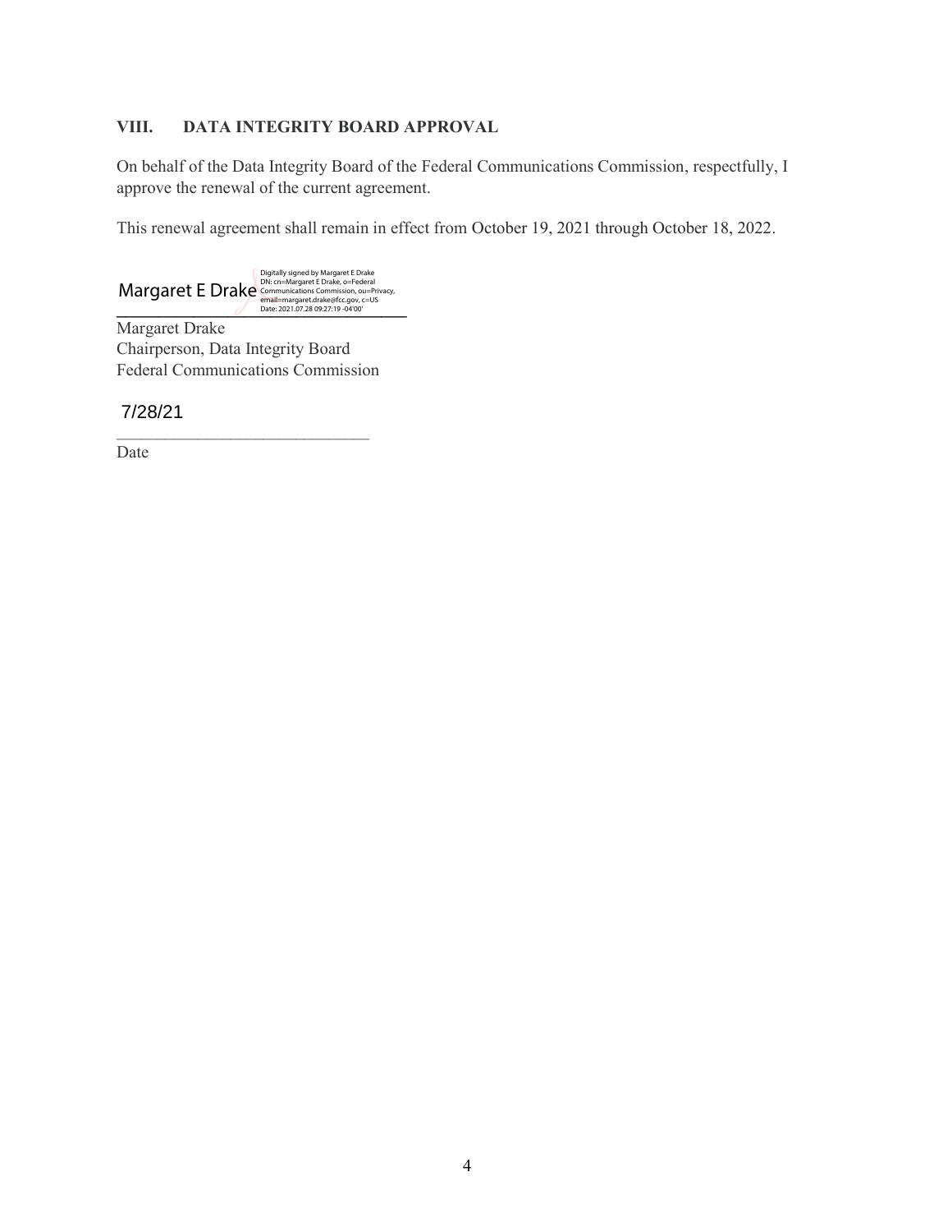## VIII. DATA INTEGRITY BOARD APPROVAL

On behalf of the Data Integrity Board of the Federal Communications Commission, respectfully, I approve the renewal of the current agreement.

This renewal agreement shall remain in effect from October 19, 2021 through October 18, 2022.

Margaret E Drake
Digitally signed by Margaret E Drake
DN: cn=Margaret E Drake, o=Federal Communications Commission, ou=Privacy, email=margaret.drake@fcc.gov, c=US
Date: 2021.07.28 09:27:19 -04'00'

Margaret Drake
Chairperson, Data Integrity Board
Federal Communications Commission

7/28/21

Date